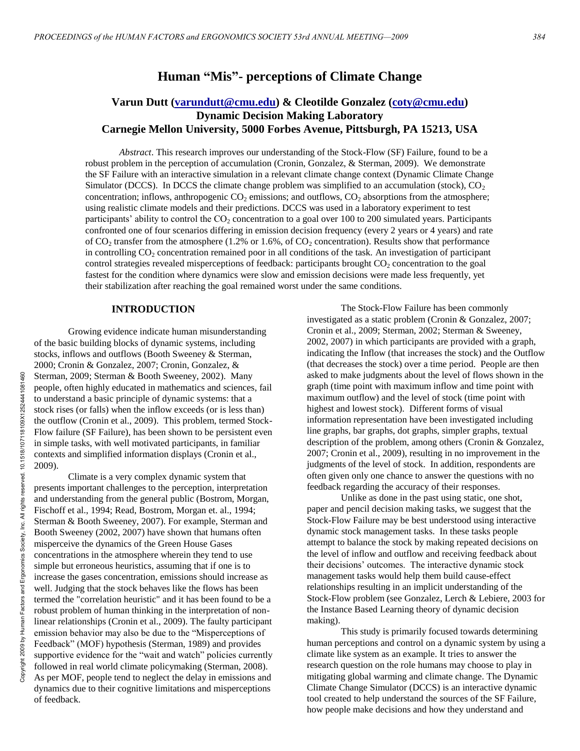# Human "Mis"- perceptions of Climate Change

## Varun Dutt (varundutt@cmu.edu) & Cleotilde Gonzalez (coty@cmu.edu)
## Dynamic Decision Making Laboratory
## Carnegie Mellon University, 5000 Forbes Avenue, Pittsburgh, PA 15213, USA

*Abstract*. This research improves our understanding of the Stock-Flow (SF) Failure, found to be a robust problem in the perception of accumulation (Cronin, Gonzalez, & Sterman, 2009). We demonstrate the SF Failure with an interactive simulation in a relevant climate change context (Dynamic Climate Change Simulator (DCCS). In DCCS the climate change problem was simplified to an accumulation (stock), $CO_2$ concentration; inflows, anthropogenic $CO_2$ emissions; and outflows, $CO_2$ absorptions from the atmosphere; using realistic climate models and their predictions. DCCS was used in a laboratory experiment to test participants' ability to control the $CO_2$ concentration to a goal over 100 to 200 simulated years. Participants confronted one of four scenarios differing in emission decision frequency (every 2 years or 4 years) and rate of $CO_2$ transfer from the atmosphere (1.2% or 1.6%, of $CO_2$ concentration). Results show that performance in controlling $CO_2$ concentration remained poor in all conditions of the task. An investigation of participant control strategies revealed misperceptions of feedback: participants brought $CO_2$ concentration to the goal fastest for the condition where dynamics were slow and emission decisions were made less frequently, yet their stabilization after reaching the goal remained worst under the same conditions.

## INTRODUCTION

Growing evidence indicate human misunderstanding of the basic building blocks of dynamic systems, including stocks, inflows and outflows (Booth Sweeney & Sterman, 2000; Cronin & Gonzalez, 2007; Cronin, Gonzalez, & Sterman, 2009; Sterman & Booth Sweeney, 2002). Many people, often highly educated in mathematics and sciences, fail to understand a basic principle of dynamic systems: that a stock rises (or falls) when the inflow exceeds (or is less than) the outflow (Cronin et al., 2009). This problem, termed Stock-Flow failure (SF Failure), has been shown to be persistent even in simple tasks, with well motivated participants, in familiar contexts and simplified information displays (Cronin et al., 2009).

Climate is a very complex dynamic system that presents important challenges to the perception, interpretation and understanding from the general public (Bostrom, Morgan, Fischoff et al., 1994; Read, Bostrom, Morgan et. al., 1994; Sterman & Booth Sweeney, 2007). For example, Sterman and Booth Sweeney (2002, 2007) have shown that humans often misperceive the dynamics of the Green House Gases concentrations in the atmosphere wherein they tend to use simple but erroneous heuristics, assuming that if one is to increase the gases concentration, emissions should increase as well. Judging that the stock behaves like the flows has been termed the "correlation heuristic" and it has been found to be a robust problem of human thinking in the interpretation of non-linear relationships (Cronin et al., 2009). The faulty participant emission behavior may also be due to the "Misperceptions of Feedback" (MOF) hypothesis (Sterman, 1989) and provides supportive evidence for the "wait and watch" policies currently followed in real world climate policymaking (Sterman, 2008). As per MOF, people tend to neglect the delay in emissions and dynamics due to their cognitive limitations and misperceptions of feedback.

The Stock-Flow Failure has been commonly investigated as a static problem (Cronin & Gonzalez, 2007; Cronin et al., 2009; Sterman, 2002; Sterman & Sweeney, 2002, 2007) in which participants are provided with a graph, indicating the Inflow (that increases the stock) and the Outflow (that decreases the stock) over a time period. People are then asked to make judgments about the level of flows shown in the graph (time point with maximum inflow and time point with maximum outflow) and the level of stock (time point with highest and lowest stock). Different forms of visual information representation have been investigated including line graphs, bar graphs, dot graphs, simpler graphs, textual description of the problem, among others (Cronin & Gonzalez, 2007; Cronin et al., 2009), resulting in no improvement in the judgments of the level of stock. In addition, respondents are often given only one chance to answer the questions with no feedback regarding the accuracy of their responses.

Unlike as done in the past using static, one shot, paper and pencil decision making tasks, we suggest that the Stock-Flow Failure may be best understood using interactive dynamic stock management tasks. In these tasks people attempt to balance the stock by making repeated decisions on the level of inflow and outflow and receiving feedback about their decisions' outcomes. The interactive dynamic stock management tasks would help them build cause-effect relationships resulting in an implicit understanding of the Stock-Flow problem (see Gonzalez, Lerch & Lebiere, 2003 for the Instance Based Learning theory of dynamic decision making).

This study is primarily focused towards determining human perceptions and control on a dynamic system by using a climate like system as an example. It tries to answer the research question on the role humans may choose to play in mitigating global warming and climate change. The Dynamic Climate Change Simulator (DCCS) is an interactive dynamic tool created to help understand the sources of the SF Failure, how people make decisions and how they understand and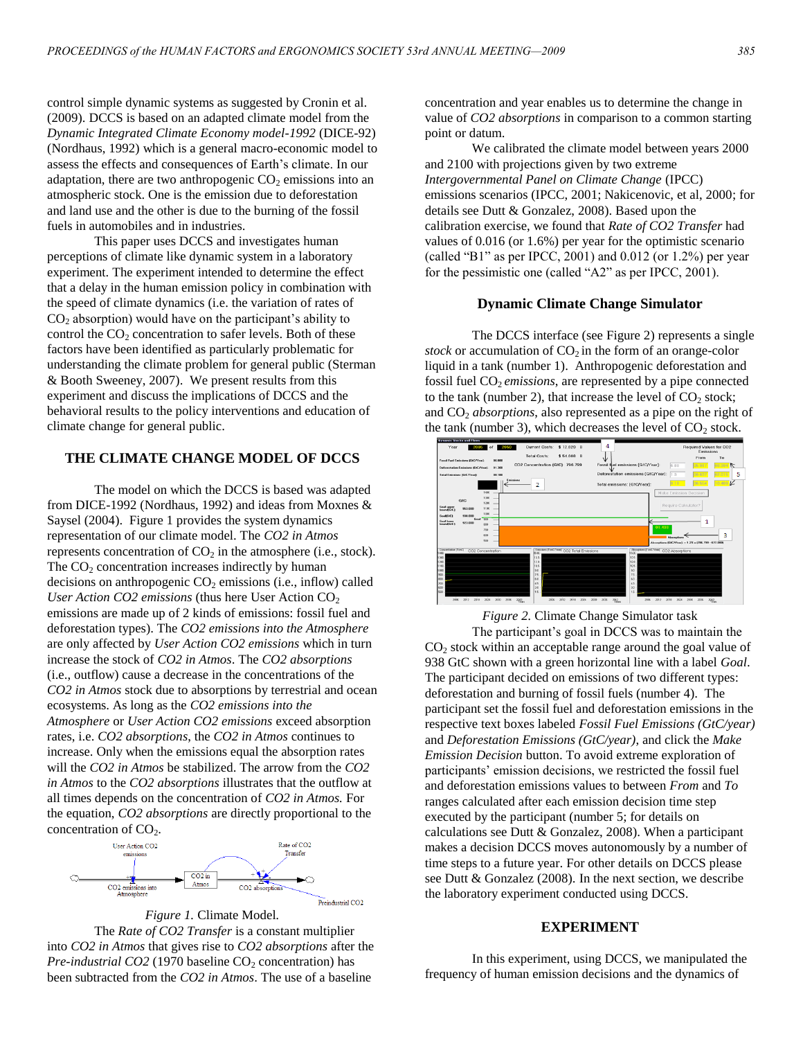control simple dynamic systems as suggested by Cronin et al. (2009). DCCS is based on an adapted climate model from the *Dynamic Integrated Climate Economy model-1992* (DICE-92) (Nordhaus, 1992) which is a general macro-economic model to assess the effects and consequences of Earth's climate. In our adaptation, there are two anthropogenic $CO_2$ emissions into an atmospheric stock. One is the emission due to deforestation and land use and the other is due to the burning of the fossil fuels in automobiles and in industries.

This paper uses DCCS and investigates human perceptions of climate like dynamic system in a laboratory experiment. The experiment intended to determine the effect that a delay in the human emission policy in combination with the speed of climate dynamics (i.e. the variation of rates of $CO_2$ absorption) would have on the participant's ability to control the $CO_2$ concentration to safer levels. Both of these factors have been identified as particularly problematic for understanding the climate problem for general public (Sterman & Booth Sweeney, 2007). We present results from this experiment and discuss the implications of DCCS and the behavioral results to the policy interventions and education of climate change for general public.

## THE CLIMATE CHANGE MODEL OF DCCS

The model on which the DCCS is based was adapted from DICE-1992 (Nordhaus, 1992) and ideas from Moxnes & Saysel (2004). Figure 1 provides the system dynamics representation of our climate model. The *CO2 in Atmos* represents concentration of $CO_2$ in the atmosphere (i.e., stock). The $CO_2$ concentration increases indirectly by human decisions on anthropogenic $CO_2$ emissions (i.e., inflow) called *User Action CO2 emissions* (thus here User Action $CO_2$ emissions are made up of 2 kinds of emissions: fossil fuel and deforestation types). The *CO2 emissions into the Atmosphere* are only affected by *User Action CO2 emissions* which in turn increase the stock of *CO2 in Atmos*. The *CO2 absorptions* (i.e., outflow) cause a decrease in the concentrations of the *CO2 in Atmos* stock due to absorptions by terrestrial and ocean ecosystems. As long as the *CO2 emissions into the Atmosphere* or *User Action CO2 emissions* exceed absorption rates, i.e. *CO2 absorptions*, the *CO2 in Atmos* continues to increase. Only when the emissions equal the absorption rates will the *CO2 in Atmos* be stabilized. The arrow from the *CO2 in Atmos* to the *CO2 absorptions* illustrates that the outflow at all times depends on the concentration of *CO2 in Atmos.* For the equation, *CO2 absorptions* are directly proportional to the concentration of $CO_2$.

*Figure 1.* Climate Model.

The *Rate of CO2 Transfer* is a constant multiplier into *CO2 in Atmos* that gives rise to *CO2 absorptions* after the *Pre-industrial CO2* (1970 baseline $CO_2$ concentration) has been subtracted from the *CO2 in Atmos*. The use of a baseline concentration and year enables us to determine the change in value of *CO2 absorptions* in comparison to a common starting point or datum.

We calibrated the climate model between years 2000 and 2100 with projections given by two extreme *Intergovernmental Panel on Climate Change* (IPCC) emissions scenarios (IPCC, 2001; Nakicenovic, et al, 2000; for details see Dutt & Gonzalez, 2008). Based upon the calibration exercise, we found that *Rate of CO2 Transfer* had values of 0.016 (or 1.6%) per year for the optimistic scenario (called "B1" as per IPCC, 2001) and 0.012 (or 1.2%) per year for the pessimistic one (called "A2" as per IPCC, 2001).

## Dynamic Climate Change Simulator

The DCCS interface (see Figure 2) represents a single *stock* or accumulation of $CO_2$ in the form of an orange-color liquid in a tank (number 1). Anthropogenic deforestation and fossil fuel $CO_2$ *emissions*, are represented by a pipe connected to the tank (number 2), that increase the level of $CO_2$ stock; and $CO_2$ *absorptions*, also represented as a pipe on the right of the tank (number 3), which decreases the level of $CO_2$ stock.

*Figure 2.* Climate Change Simulator task

The participant's goal in DCCS was to maintain the $CO_2$ stock within an acceptable range around the goal value of 938 GtC shown with a green horizontal line with a label *Goal*. The participant decided on emissions of two different types: deforestation and burning of fossil fuels (number 4). The participant set the fossil fuel and deforestation emissions in the respective text boxes labeled *Fossil Fuel Emissions (GtC/year)* and *Deforestation Emissions (GtC/year)*, and click the *Make Emission Decision* button. To avoid extreme exploration of participants' emission decisions, we restricted the fossil fuel and deforestation emissions values to between *From* and *To* ranges calculated after each emission decision time step executed by the participant (number 5; for details on calculations see Dutt & Gonzalez, 2008). When a participant makes a decision DCCS moves autonomously by a number of time steps to a future year. For other details on DCCS please see Dutt & Gonzalez (2008). In the next section, we describe the laboratory experiment conducted using DCCS.

## EXPERIMENT

In this experiment, using DCCS, we manipulated the frequency of human emission decisions and the dynamics of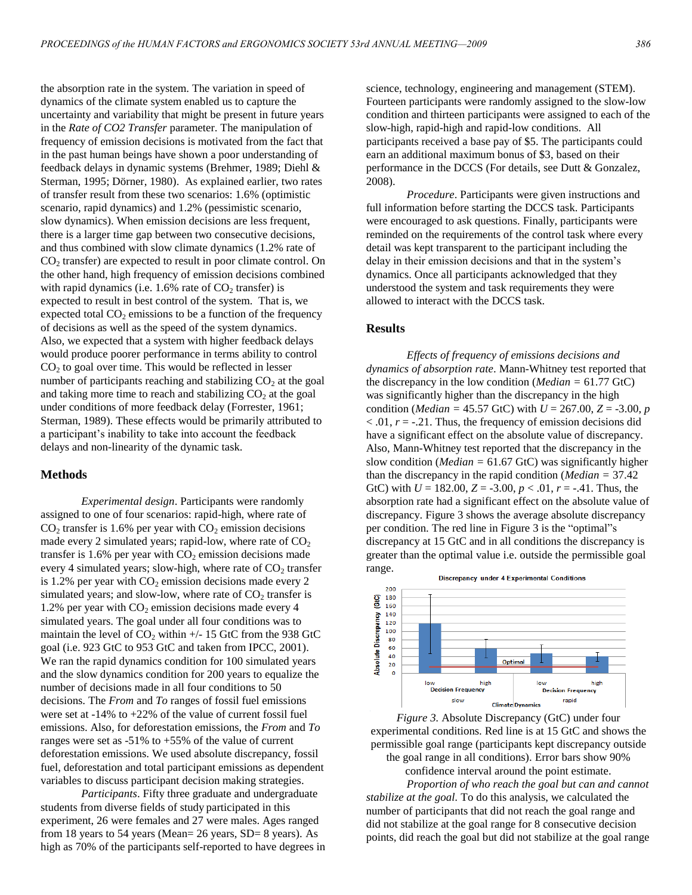the absorption rate in the system. The variation in speed of dynamics of the climate system enabled us to capture the uncertainty and variability that might be present in future years in the *Rate of CO2 Transfer* parameter. The manipulation of frequency of emission decisions is motivated from the fact that in the past human beings have shown a poor understanding of feedback delays in dynamic systems (Brehmer, 1989; Diehl & Sterman, 1995; Dörner, 1980). As explained earlier, two rates of transfer result from these two scenarios: 1.6% (optimistic scenario, rapid dynamics) and 1.2% (pessimistic scenario, slow dynamics). When emission decisions are less frequent, there is a larger time gap between two consecutive decisions, and thus combined with slow climate dynamics (1.2% rate of $CO_2$ transfer) are expected to result in poor climate control. On the other hand, high frequency of emission decisions combined with rapid dynamics (i.e. 1.6% rate of $CO_2$ transfer) is expected to result in best control of the system. That is, we expected total $CO_2$ emissions to be a function of the frequency of decisions as well as the speed of the system dynamics. Also, we expected that a system with higher feedback delays would produce poorer performance in terms ability to control $CO_2$ to goal over time. This would be reflected in lesser number of participants reaching and stabilizing $CO_2$ at the goal and taking more time to reach and stabilizing $CO_2$ at the goal under conditions of more feedback delay (Forrester, 1961; Sterman, 1989). These effects would be primarily attributed to a participant's inability to take into account the feedback delays and non-linearity of the dynamic task.

## Methods

*Experimental design*. Participants were randomly assigned to one of four scenarios: rapid-high, where rate of $CO_2$ transfer is 1.6% per year with $CO_2$ emission decisions made every 2 simulated years; rapid-low, where rate of $CO_2$ transfer is 1.6% per year with $CO_2$ emission decisions made every 4 simulated years; slow-high, where rate of $CO_2$ transfer is 1.2% per year with $CO_2$ emission decisions made every 2 simulated years; and slow-low, where rate of $CO_2$ transfer is 1.2% per year with $CO_2$ emission decisions made every 4 simulated years. The goal under all four conditions was to maintain the level of $CO_2$ within +/- 15 GtC from the 938 GtC goal (i.e. 923 GtC to 953 GtC and taken from IPCC, 2001). We ran the rapid dynamics condition for 100 simulated years and the slow dynamics condition for 200 years to equalize the number of decisions made in all four conditions to 50 decisions. The *From* and *To* ranges of fossil fuel emissions were set at -14% to +22% of the value of current fossil fuel emissions. Also, for deforestation emissions, the *From* and *To* ranges were set as -51% to +55% of the value of current deforestation emissions. We used absolute discrepancy, fossil fuel, deforestation and total participant emissions as dependent variables to discuss participant decision making strategies.

*Participants*. Fifty three graduate and undergraduate students from diverse fields of study participated in this experiment, 26 were females and 27 were males. Ages ranged from 18 years to 54 years (Mean= 26 years, SD= 8 years). As high as 70% of the participants self-reported to have degrees in science, technology, engineering and management (STEM). Fourteen participants were randomly assigned to the slow-low condition and thirteen participants were assigned to each of the slow-high, rapid-high and rapid-low conditions. All participants received a base pay of $5. The participants could earn an additional maximum bonus of $3, based on their performance in the DCCS (For details, see Dutt & Gonzalez, 2008).

*Procedure*. Participants were given instructions and full information before starting the DCCS task. Participants were encouraged to ask questions. Finally, participants were reminded on the requirements of the control task where every detail was kept transparent to the participant including the delay in their emission decisions and that in the system's dynamics. Once all participants acknowledged that they understood the system and task requirements they were allowed to interact with the DCCS task.

## Results

*Effects of frequency of emissions decisions and dynamics of absorption rate*. Mann-Whitney test reported that the discrepancy in the low condition (*Median* = 61.77 GtC) was significantly higher than the discrepancy in the high condition (*Median* = 45.57 GtC) with $U = 267.00$, $Z = -3.00$, $p < .01$, $r = -.21$. Thus, the frequency of emission decisions did have a significant effect on the absolute value of discrepancy. Also, Mann-Whitney test reported that the discrepancy in the slow condition (*Median* = 61.67 GtC) was significantly higher than the discrepancy in the rapid condition (*Median* = 37.42 GtC) with $U = 182.00$, $Z = -3.00$, $p < .01$, $r = -.41$. Thus, the absorption rate had a significant effect on the absolute value of discrepancy. Figure 3 shows the average absolute discrepancy per condition. The red line in Figure 3 is the "optimal"s discrepancy at 15 GtC and in all conditions the discrepancy is greater than the optimal value i.e. outside the permissible goal range.

*Figure 3.* Absolute Discrepancy (GtC) under four experimental conditions. Red line is at 15 GtC and shows the permissible goal range (participants kept discrepancy outside the goal range in all conditions). Error bars show 90% confidence interval around the point estimate.

*Proportion of who reach the goal but can and cannot stabilize at the goal*. To do this analysis, we calculated the number of participants that did not reach the goal range and did not stabilize at the goal range for 8 consecutive decision points, did reach the goal but did not stabilize at the goal range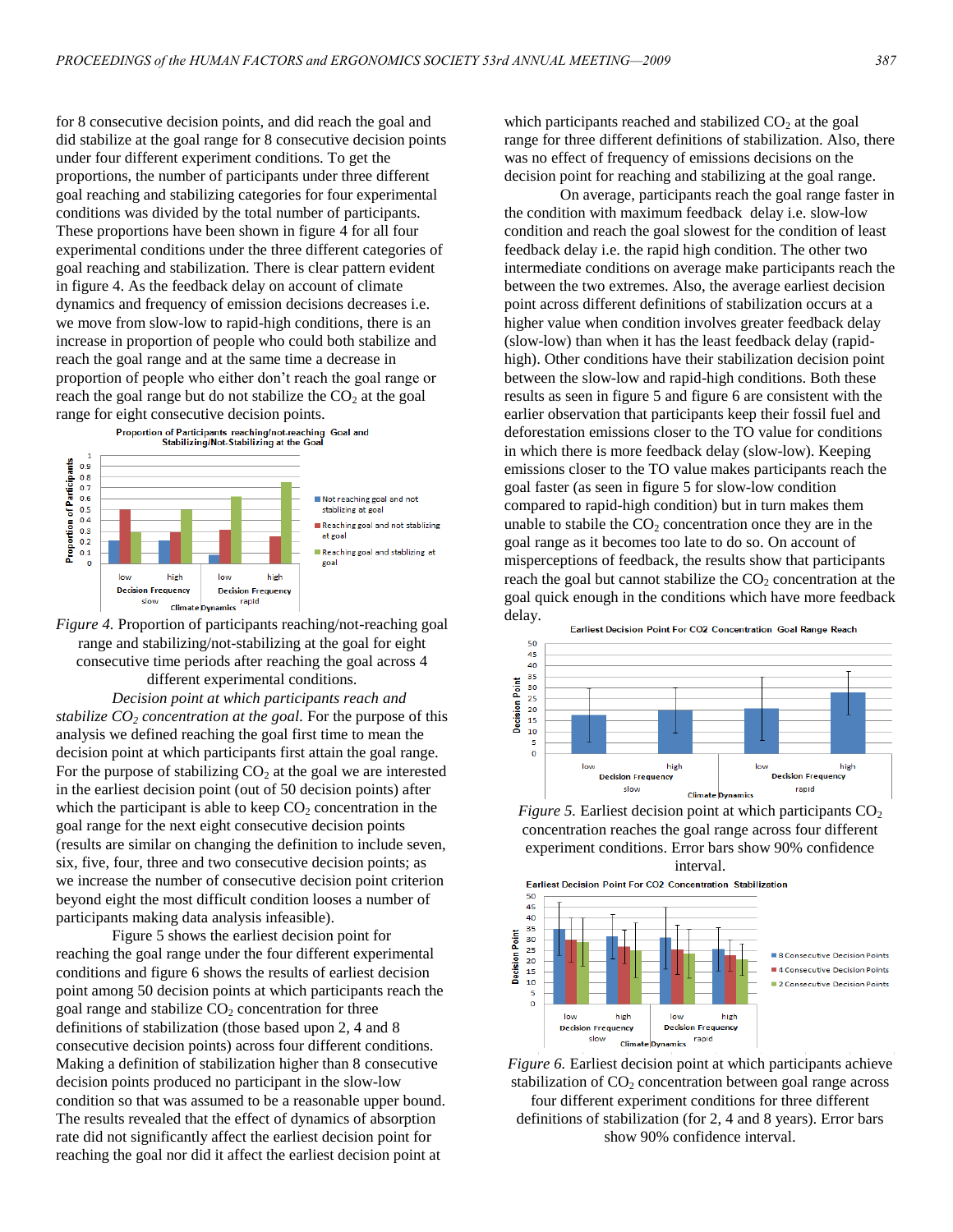for 8 consecutive decision points, and did reach the goal and did stabilize at the goal range for 8 consecutive decision points under four different experiment conditions. To get the proportions, the number of participants under three different goal reaching and stabilizing categories for four experimental conditions was divided by the total number of participants. These proportions have been shown in figure 4 for all four experimental conditions under the three different categories of goal reaching and stabilization. There is clear pattern evident in figure 4. As the feedback delay on account of climate dynamics and frequency of emission decisions decreases i.e. we move from slow-low to rapid-high conditions, there is an increase in proportion of people who could both stabilize and reach the goal range and at the same time a decrease in proportion of people who either don't reach the goal range or reach the goal range but do not stabilize the $CO_2$ at the goal range for eight consecutive decision points.

*Figure 4.* Proportion of participants reaching/not-reaching goal range and stabilizing/not-stabilizing at the goal for eight consecutive time periods after reaching the goal across 4 different experimental conditions.

*Decision point at which participants reach and stabilize $CO_2$ concentration at the goal.* For the purpose of this analysis we defined reaching the goal first time to mean the decision point at which participants first attain the goal range. For the purpose of stabilizing $CO_2$ at the goal we are interested in the earliest decision point (out of 50 decision points) after which the participant is able to keep $CO_2$ concentration in the goal range for the next eight consecutive decision points (results are similar on changing the definition to include seven, six, five, four, three and two consecutive decision points; as we increase the number of consecutive decision point criterion beyond eight the most difficult condition looses a number of participants making data analysis infeasible).

Figure 5 shows the earliest decision point for reaching the goal range under the four different experimental conditions and figure 6 shows the results of earliest decision point among 50 decision points at which participants reach the goal range and stabilize $CO_2$ concentration for three definitions of stabilization (those based upon 2, 4 and 8 consecutive decision points) across four different conditions. Making a definition of stabilization higher than 8 consecutive decision points produced no participant in the slow-low condition so that was assumed to be a reasonable upper bound. The results revealed that the effect of dynamics of absorption rate did not significantly affect the earliest decision point for reaching the goal nor did it affect the earliest decision point at which participants reached and stabilized $CO_2$ at the goal range for three different definitions of stabilization. Also, there was no effect of frequency of emissions decisions on the decision point for reaching and stabilizing at the goal range.

On average, participants reach the goal range faster in the condition with maximum feedback delay i.e. slow-low condition and reach the goal slowest for the condition of least feedback delay i.e. the rapid high condition. The other two intermediate conditions on average make participants reach the between the two extremes. Also, the average earliest decision point across different definitions of stabilization occurs at a higher value when condition involves greater feedback delay (slow-low) than when it has the least feedback delay (rapid-high). Other conditions have their stabilization decision point between the slow-low and rapid-high conditions. Both these results as seen in figure 5 and figure 6 are consistent with the earlier observation that participants keep their fossil fuel and deforestation emissions closer to the TO value for conditions in which there is more feedback delay (slow-low). Keeping emissions closer to the TO value makes participants reach the goal faster (as seen in figure 5 for slow-low condition compared to rapid-high condition) but in turn makes them unable to stabile the $CO_2$ concentration once they are in the goal range as it becomes too late to do so. On account of misperceptions of feedback, the results show that participants reach the goal but cannot stabilize the $CO_2$ concentration at the goal quick enough in the conditions which have more feedback delay.

*Figure 5.* Earliest decision point at which participants $CO_2$ concentration reaches the goal range across four different experiment conditions. Error bars show 90% confidence interval.

*Figure 6.* Earliest decision point at which participants achieve stabilization of $CO_2$ concentration between goal range across four different experiment conditions for three different definitions of stabilization (for 2, 4 and 8 years). Error bars show 90% confidence interval.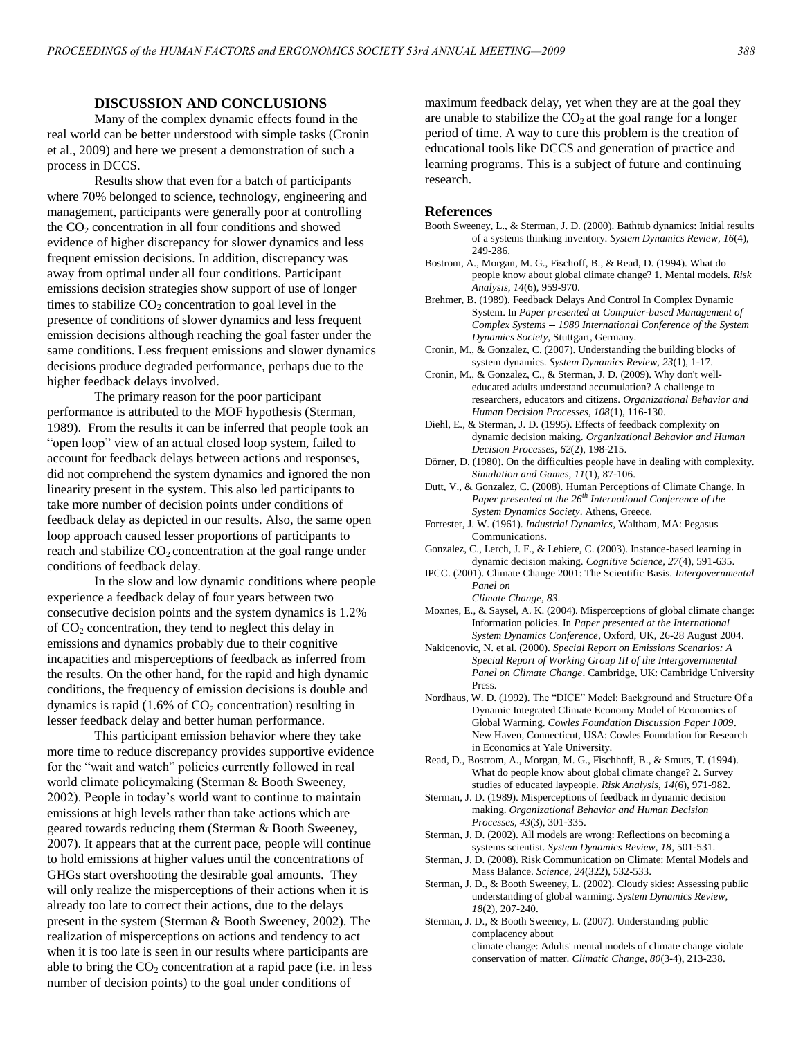## DISCUSSION AND CONCLUSIONS

Many of the complex dynamic effects found in the real world can be better understood with simple tasks (Cronin et al., 2009) and here we present a demonstration of such a process in DCCS.

Results show that even for a batch of participants where 70% belonged to science, technology, engineering and management, participants were generally poor at controlling the $CO_2$ concentration in all four conditions and showed evidence of higher discrepancy for slower dynamics and less frequent emission decisions. In addition, discrepancy was away from optimal under all four conditions. Participant emissions decision strategies show support of use of longer times to stabilize $CO_2$ concentration to goal level in the presence of conditions of slower dynamics and less frequent emission decisions although reaching the goal faster under the same conditions. Less frequent emissions and slower dynamics decisions produce degraded performance, perhaps due to the higher feedback delays involved.

The primary reason for the poor participant performance is attributed to the MOF hypothesis (Sterman, 1989). From the results it can be inferred that people took an "open loop" view of an actual closed loop system, failed to account for feedback delays between actions and responses, did not comprehend the system dynamics and ignored the non linearity present in the system. This also led participants to take more number of decision points under conditions of feedback delay as depicted in our results. Also, the same open loop approach caused lesser proportions of participants to reach and stabilize $CO_2$ concentration at the goal range under conditions of feedback delay.

In the slow and low dynamic conditions where people experience a feedback delay of four years between two consecutive decision points and the system dynamics is 1.2% of $CO_2$ concentration, they tend to neglect this delay in emissions and dynamics probably due to their cognitive incapacities and misperceptions of feedback as inferred from the results. On the other hand, for the rapid and high dynamic conditions, the frequency of emission decisions is double and dynamics is rapid (1.6% of $CO_2$ concentration) resulting in lesser feedback delay and better human performance.

This participant emission behavior where they take more time to reduce discrepancy provides supportive evidence for the "wait and watch" policies currently followed in real world climate policymaking (Sterman & Booth Sweeney, 2002). People in today's world want to continue to maintain emissions at high levels rather than take actions which are geared towards reducing them (Sterman & Booth Sweeney, 2007). It appears that at the current pace, people will continue to hold emissions at higher values until the concentrations of GHGs start overshooting the desirable goal amounts. They will only realize the misperceptions of their actions when it is already too late to correct their actions, due to the delays present in the system (Sterman & Booth Sweeney, 2002). The realization of misperceptions on actions and tendency to act when it is too late is seen in our results where participants are able to bring the $CO_2$ concentration at a rapid pace (i.e. in less number of decision points) to the goal under conditions of maximum feedback delay, yet when they are at the goal they are unable to stabilize the $CO_2$ at the goal range for a longer period of time. A way to cure this problem is the creation of educational tools like DCCS and generation of practice and learning programs. This is a subject of future and continuing research.

## References

Booth Sweeney, L., & Sterman, J. D. (2000). Bathtub dynamics: Initial results of a systems thinking inventory. *System Dynamics Review, 16*(4), 249-286.

Bostrom, A., Morgan, M. G., Fischoff, B., & Read, D. (1994). What do people know about global climate change? 1. Mental models. *Risk Analysis, 14*(6), 959-970.

Brehmer, B. (1989). Feedback Delays And Control In Complex Dynamic System. In *Paper presented at Computer-based Management of Complex Systems -- 1989 International Conference of the System Dynamics Society*, Stuttgart, Germany.

Cronin, M., & Gonzalez, C. (2007). Understanding the building blocks of system dynamics. *System Dynamics Review, 23*(1), 1-17.

Cronin, M., & Gonzalez, C., & Sterman, J. D. (2009). Why don't well-educated adults understand accumulation? A challenge to researchers, educators and citizens. *Organizational Behavior and Human Decision Processes, 108*(1), 116-130.

Diehl, E., & Sterman, J. D. (1995). Effects of feedback complexity on dynamic decision making. *Organizational Behavior and Human Decision Processes, 62*(2), 198-215.

Dörner, D. (1980). On the difficulties people have in dealing with complexity. *Simulation and Games, 11*(1), 87-106.

Dutt, V., & Gonzalez, C. (2008). Human Perceptions of Climate Change. In *Paper presented at the 26th International Conference of the System Dynamics Society*. Athens, Greece.

Forrester, J. W. (1961). *Industrial Dynamics*, Waltham, MA: Pegasus Communications.

Gonzalez, C., Lerch, J. F., & Lebiere, C. (2003). Instance-based learning in dynamic decision making. *Cognitive Science, 27*(4), 591-635.

IPCC. (2001). Climate Change 2001: The Scientific Basis. *Intergovernmental Panel on Climate Change, 83*.

Moxnes, E., & Saysel, A. K. (2004). Misperceptions of global climate change: Information policies. In *Paper presented at the International System Dynamics Conference*, Oxford, UK, 26-28 August 2004.

Nakicenovic, N. et al. (2000). *Special Report on Emissions Scenarios: A Special Report of Working Group III of the Intergovernmental Panel on Climate Change*. Cambridge, UK: Cambridge University Press.

Nordhaus, W. D. (1992). The "DICE" Model: Background and Structure Of a Dynamic Integrated Climate Economy Model of Economics of Global Warming. *Cowles Foundation Discussion Paper 1009*. New Haven, Connecticut, USA: Cowles Foundation for Research in Economics at Yale University.

Read, D., Bostrom, A., Morgan, M. G., Fischhoff, B., & Smuts, T. (1994). What do people know about global climate change? 2. Survey studies of educated laypeople. *Risk Analysis, 14*(6), 971-982.

Sterman, J. D. (1989). Misperceptions of feedback in dynamic decision making. *Organizational Behavior and Human Decision Processes, 43*(3), 301-335.

Sterman, J. D. (2002). All models are wrong: Reflections on becoming a systems scientist. *System Dynamics Review, 18*, 501-531.

Sterman, J. D. (2008). Risk Communication on Climate: Mental Models and Mass Balance. *Science, 24*(322), 532-533.

Sterman, J. D., & Booth Sweeney, L. (2002). Cloudy skies: Assessing public understanding of global warming. *System Dynamics Review, 18*(2), 207-240.

Sterman, J. D., & Booth Sweeney, L. (2007). Understanding public complacency about climate change: Adults' mental models of climate change violate conservation of matter. *Climatic Change, 80*(3-4), 213-238.